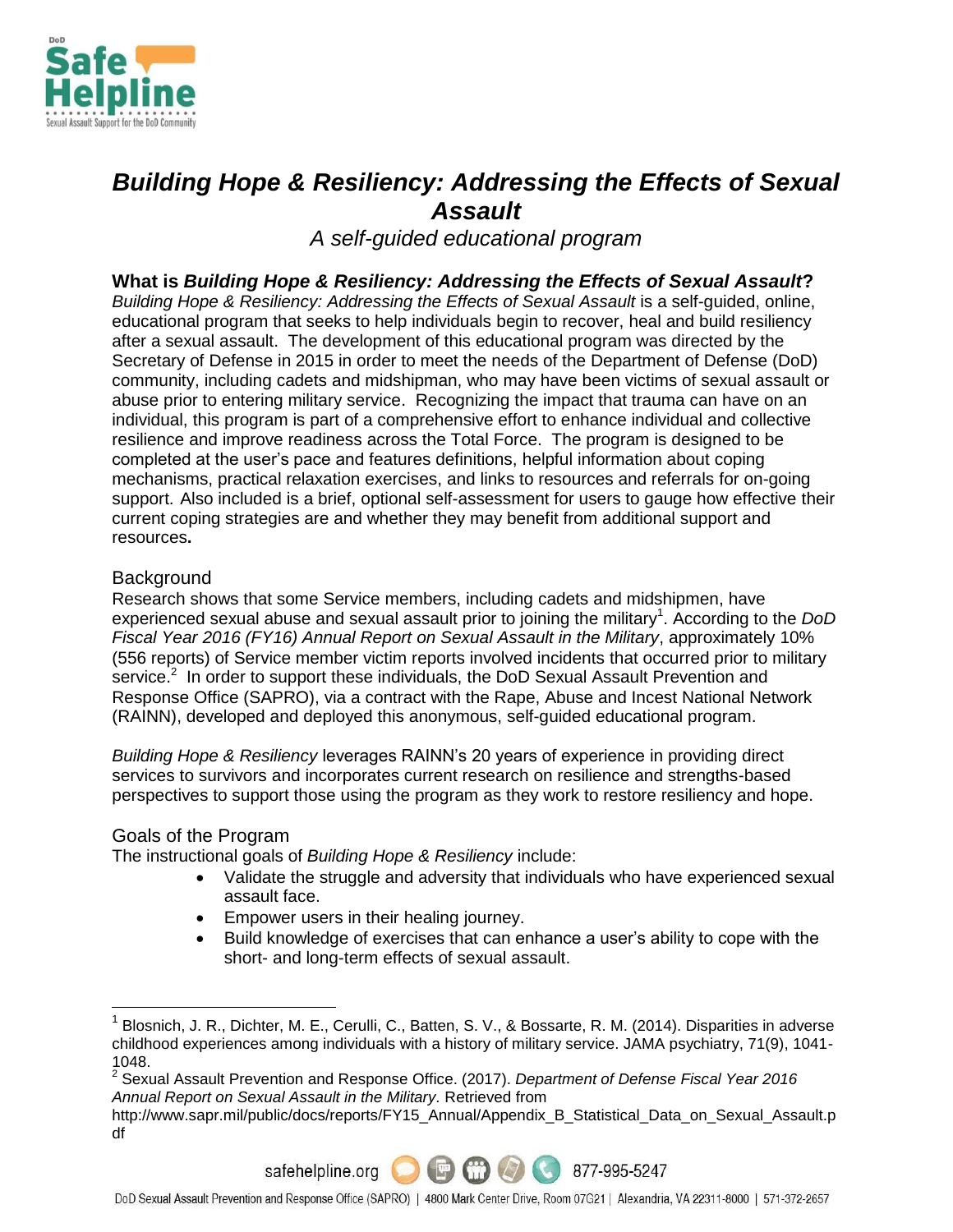DoD Safe Helpline
Sexual Assault Support for the DoD Community

# *Building Hope & Resiliency: Addressing the Effects of Sexual Assault*

*A self-guided educational program*

## What is *Building Hope & Resiliency: Addressing the Effects of Sexual Assault*?

*Building Hope & Resiliency: Addressing the Effects of Sexual Assault* is a self-guided, online, educational program that seeks to help individuals begin to recover, heal and build resiliency after a sexual assault. The development of this educational program was directed by the Secretary of Defense in 2015 in order to meet the needs of the Department of Defense (DoD) community, including cadets and midshipman, who may have been victims of sexual assault or abuse prior to entering military service. Recognizing the impact that trauma can have on an individual, this program is part of a comprehensive effort to enhance individual and collective resilience and improve readiness across the Total Force. The program is designed to be completed at the user's pace and features definitions, helpful information about coping mechanisms, practical relaxation exercises, and links to resources and referrals for on-going support. Also included is a brief, optional self-assessment for users to gauge how effective their current coping strategies are and whether they may benefit from additional support and resources**.**

### Background

Research shows that some Service members, including cadets and midshipmen, have experienced sexual abuse and sexual assault prior to joining the military[1]. According to the *DoD Fiscal Year 2016 (FY16) Annual Report on Sexual Assault in the Military*, approximately 10% (556 reports) of Service member victim reports involved incidents that occurred prior to military service.[2] In order to support these individuals, the DoD Sexual Assault Prevention and Response Office (SAPRO), via a contract with the Rape, Abuse and Incest National Network (RAINN), developed and deployed this anonymous, self-guided educational program.

*Building Hope & Resiliency* leverages RAINN's 20 years of experience in providing direct services to survivors and incorporates current research on resilience and strengths-based perspectives to support those using the program as they work to restore resiliency and hope.

### Goals of the Program

The instructional goals of *Building Hope & Resiliency* include:

- Validate the struggle and adversity that individuals who have experienced sexual assault face.
- Empower users in their healing journey.
- Build knowledge of exercises that can enhance a user's ability to cope with the short- and long-term effects of sexual assault.

---

[1] Blosnich, J. R., Dichter, M. E., Cerulli, C., Batten, S. V., & Bossarte, R. M. (2014). Disparities in adverse childhood experiences among individuals with a history of military service. JAMA psychiatry, 71(9), 1041-1048.

[2] Sexual Assault Prevention and Response Office. (2017). *Department of Defense Fiscal Year 2016 Annual Report on Sexual Assault in the Military.* Retrieved from http://www.sapr.mil/public/docs/reports/FY15_Annual/Appendix_B_Statistical_Data_on_Sexual_Assault.pdf

safehelpline.org 877-995-5247

DoD Sexual Assault Prevention and Response Office (SAPRO) | 4800 Mark Center Drive, Room 07G21 | Alexandria, VA 22311-8000 | 571-372-2657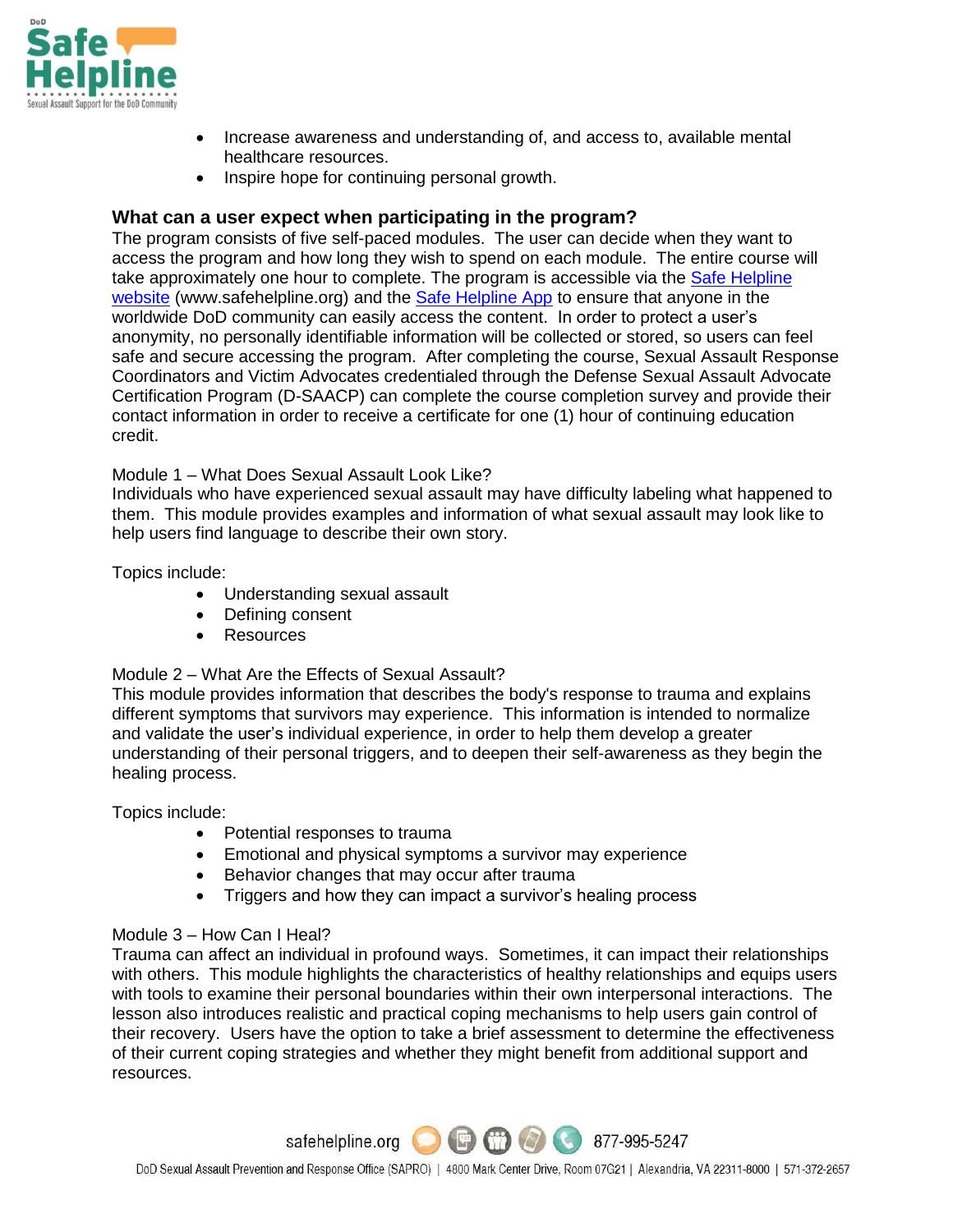- Increase awareness and understanding of, and access to, available mental healthcare resources.
- Inspire hope for continuing personal growth.

## What can a user expect when participating in the program?

The program consists of five self-paced modules. The user can decide when they want to access the program and how long they wish to spend on each module. The entire course will take approximately one hour to complete. The program is accessible via the Safe Helpline website (www.safehelpline.org) and the Safe Helpline App to ensure that anyone in the worldwide DoD community can easily access the content. In order to protect a user's anonymity, no personally identifiable information will be collected or stored, so users can feel safe and secure accessing the program. After completing the course, Sexual Assault Response Coordinators and Victim Advocates credentialed through the Defense Sexual Assault Advocate Certification Program (D-SAACP) can complete the course completion survey and provide their contact information in order to receive a certificate for one (1) hour of continuing education credit.

Module 1 – What Does Sexual Assault Look Like?
Individuals who have experienced sexual assault may have difficulty labeling what happened to them. This module provides examples and information of what sexual assault may look like to help users find language to describe their own story.

Topics include:

- Understanding sexual assault
- Defining consent
- Resources

Module 2 – What Are the Effects of Sexual Assault?
This module provides information that describes the body's response to trauma and explains different symptoms that survivors may experience. This information is intended to normalize and validate the user's individual experience, in order to help them develop a greater understanding of their personal triggers, and to deepen their self-awareness as they begin the healing process.

Topics include:

- Potential responses to trauma
- Emotional and physical symptoms a survivor may experience
- Behavior changes that may occur after trauma
- Triggers and how they can impact a survivor's healing process

Module 3 – How Can I Heal?
Trauma can affect an individual in profound ways. Sometimes, it can impact their relationships with others. This module highlights the characteristics of healthy relationships and equips users with tools to examine their personal boundaries within their own interpersonal interactions. The lesson also introduces realistic and practical coping mechanisms to help users gain control of their recovery. Users have the option to take a brief assessment to determine the effectiveness of their current coping strategies and whether they might benefit from additional support and resources.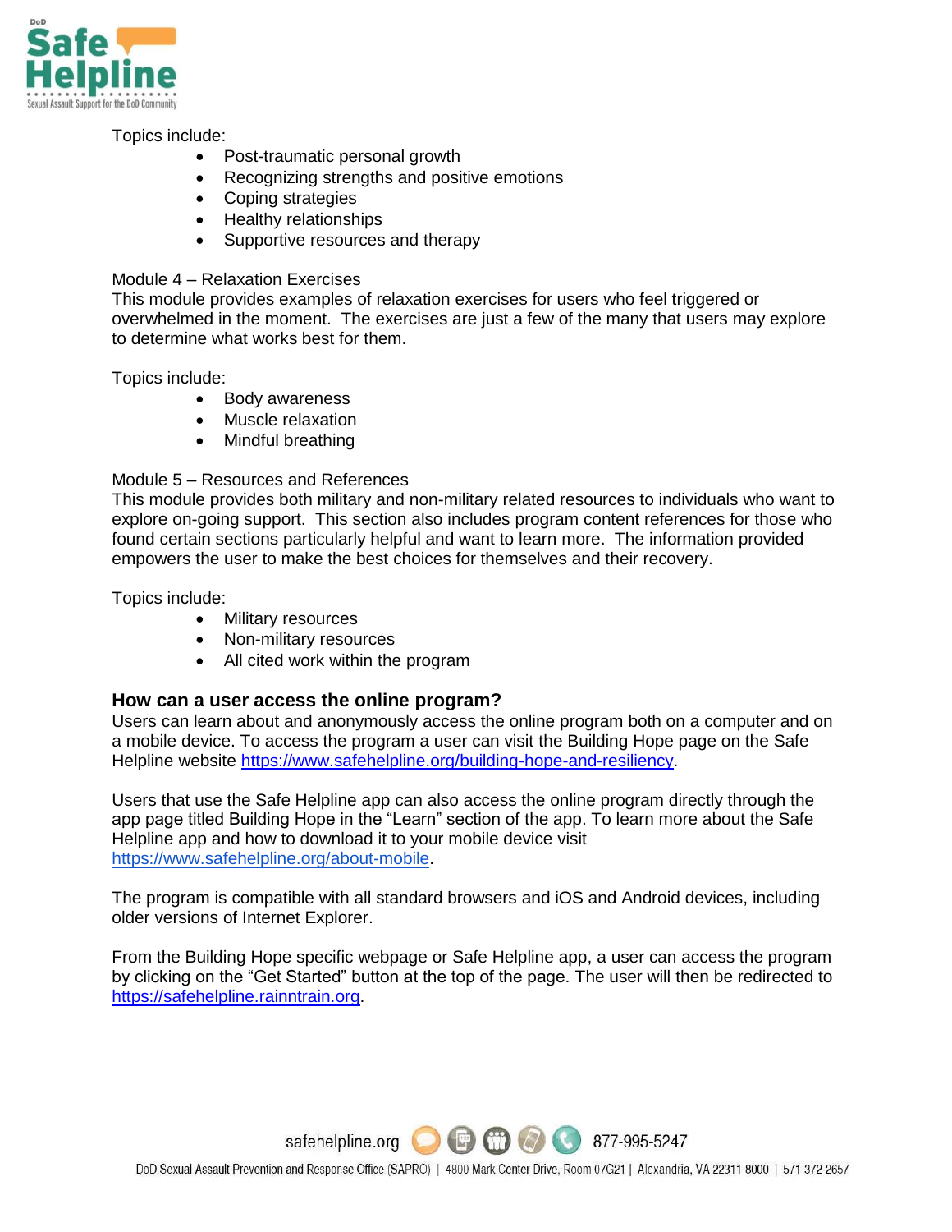Topics include:

- Post-traumatic personal growth
- Recognizing strengths and positive emotions
- Coping strategies
- Healthy relationships
- Supportive resources and therapy

Module 4 – Relaxation Exercises
This module provides examples of relaxation exercises for users who feel triggered or overwhelmed in the moment. The exercises are just a few of the many that users may explore to determine what works best for them.

Topics include:

- Body awareness
- Muscle relaxation
- Mindful breathing

Module 5 – Resources and References
This module provides both military and non-military related resources to individuals who want to explore on-going support. This section also includes program content references for those who found certain sections particularly helpful and want to learn more. The information provided empowers the user to make the best choices for themselves and their recovery.

Topics include:

- Military resources
- Non-military resources
- All cited work within the program

### How can a user access the online program?

Users can learn about and anonymously access the online program both on a computer and on a mobile device. To access the program a user can visit the Building Hope page on the Safe Helpline website [https://www.safehelpline.org/building-hope-and-resiliency](https://www.safehelpline.org/building-hope-and-resiliency).

Users that use the Safe Helpline app can also access the online program directly through the app page titled Building Hope in the "Learn" section of the app. To learn more about the Safe Helpline app and how to download it to your mobile device visit [https://www.safehelpline.org/about-mobile](https://www.safehelpline.org/about-mobile).

The program is compatible with all standard browsers and iOS and Android devices, including older versions of Internet Explorer.

From the Building Hope specific webpage or Safe Helpline app, a user can access the program by clicking on the "Get Started" button at the top of the page. The user will then be redirected to [https://safehelpline.rainntrain.org](https://safehelpline.rainntrain.org).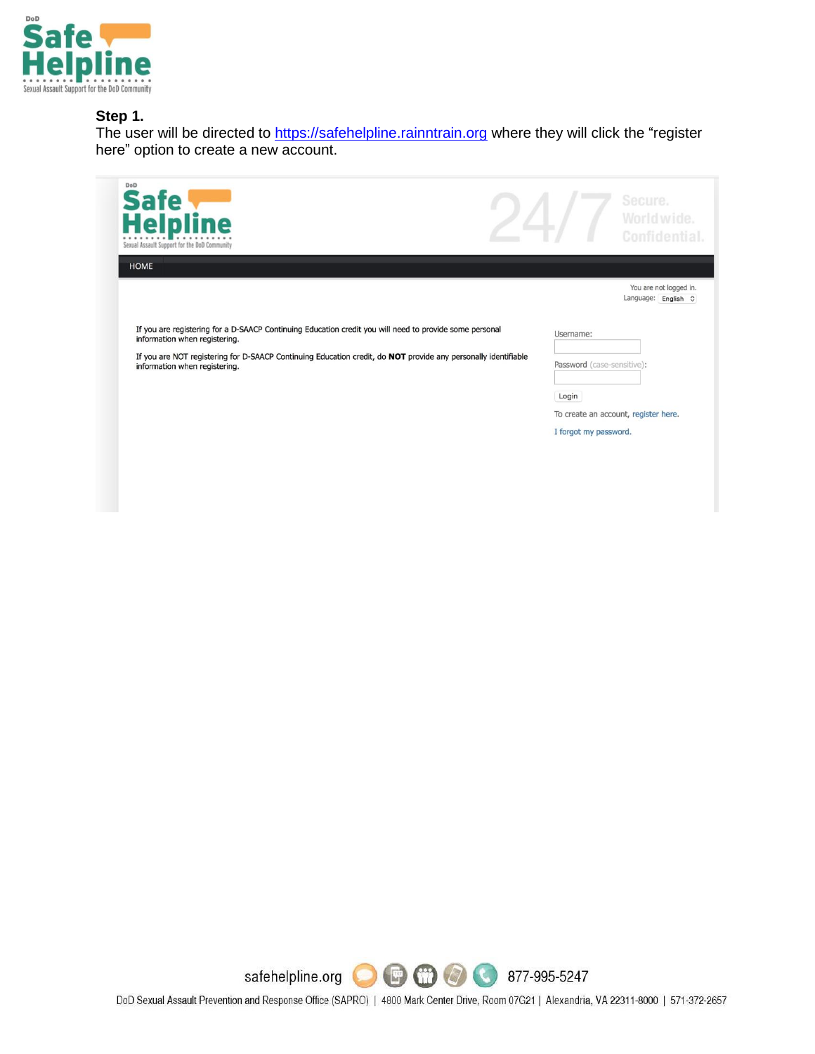**Step 1.**

The user will be directed to https://safehelpline.rainntrain.org where they will click the "register here" option to create a new account.

HOME

You are not logged in.
Language: English

If you are registering for a D-SAACP Continuing Education credit you will need to provide some personal information when registering.

If you are NOT registering for D-SAACP Continuing Education credit, do **NOT** provide any personally identifiable information when registering.

Username:

Password (case-sensitive):

Login

To create an account, register here.

I forgot my password.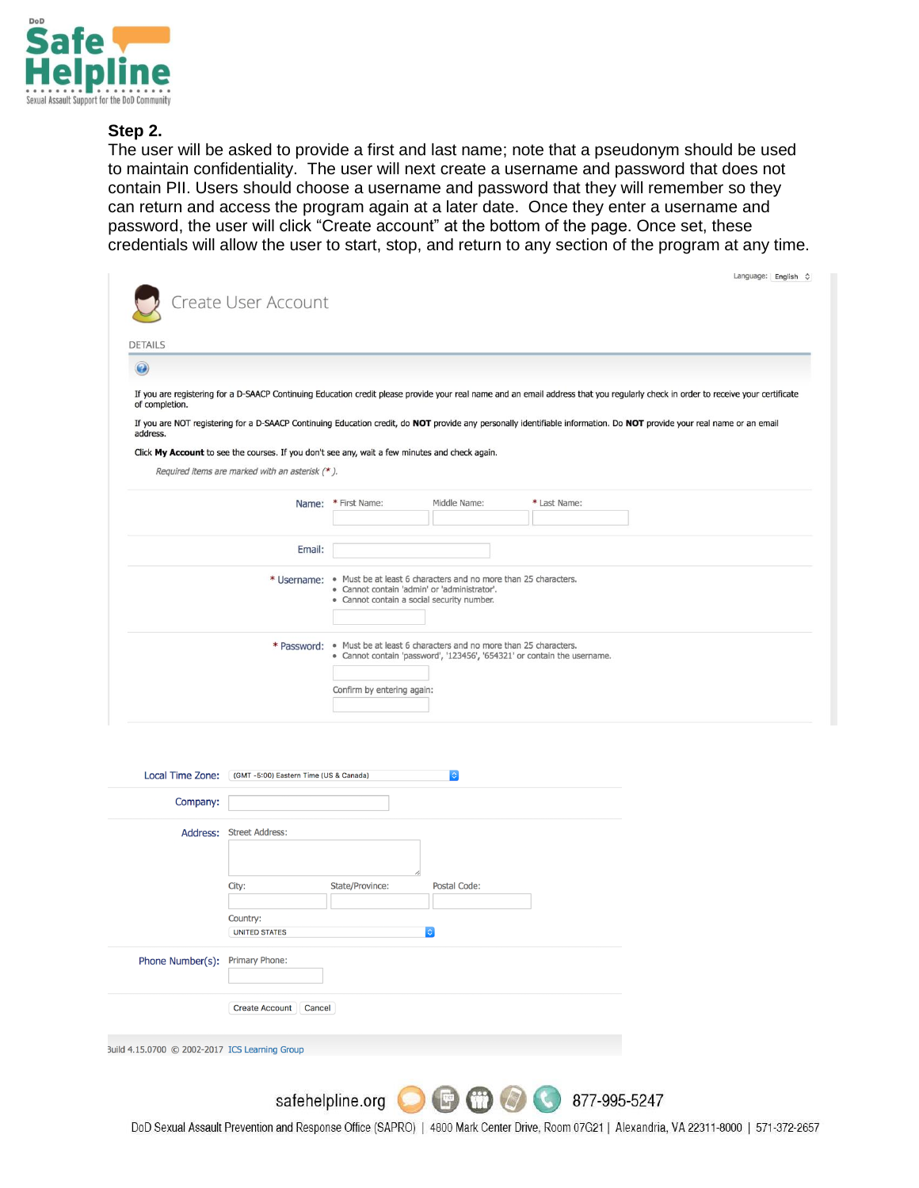**Step 2.**

The user will be asked to provide a first and last name; note that a pseudonym should be used to maintain confidentiality. The user will next create a username and password that does not contain PII. Users should choose a username and password that they will remember so they can return and access the program again at a later date. Once they enter a username and password, the user will click "Create account" at the bottom of the page. Once set, these credentials will allow the user to start, stop, and return to any section of the program at any time.

Language: English

Create User Account

DETAILS

If you are registering for a D-SAACP Continuing Education credit please provide your real name and an email address that you regularly check in order to receive your certificate of completion.

If you are NOT registering for a D-SAACP Continuing Education credit, do **NOT** provide any personally identifiable information. Do **NOT** provide your real name or an email address.

Click **My Account** to see the courses. If you don't see any, wait a few minutes and check again.

*Required items are marked with an asterisk (* ).*

Name: * First Name: Middle Name: * Last Name:

Email:

* Username:
- Must be at least 6 characters and no more than 25 characters.
- Cannot contain 'admin' or 'administrator'.
- Cannot contain a social security number.

* Password:
- Must be at least 6 characters and no more than 25 characters.
- Cannot contain 'password', '123456', '654321' or contain the username.

Confirm by entering again:

Local Time Zone: (GMT -5:00) Eastern Time (US & Canada)

Company:

Address: Street Address:

City: State/Province: Postal Code:

Country: UNITED STATES

Phone Number(s): Primary Phone:

Create Account | Cancel

Build 4.15.0700 © 2002-2017 ICS Learning Group

safehelpline.org 877-995-5247

DoD Sexual Assault Prevention and Response Office (SAPRO) | 4800 Mark Center Drive, Room 07G21 | Alexandria, VA 22311-8000 | 571-372-2657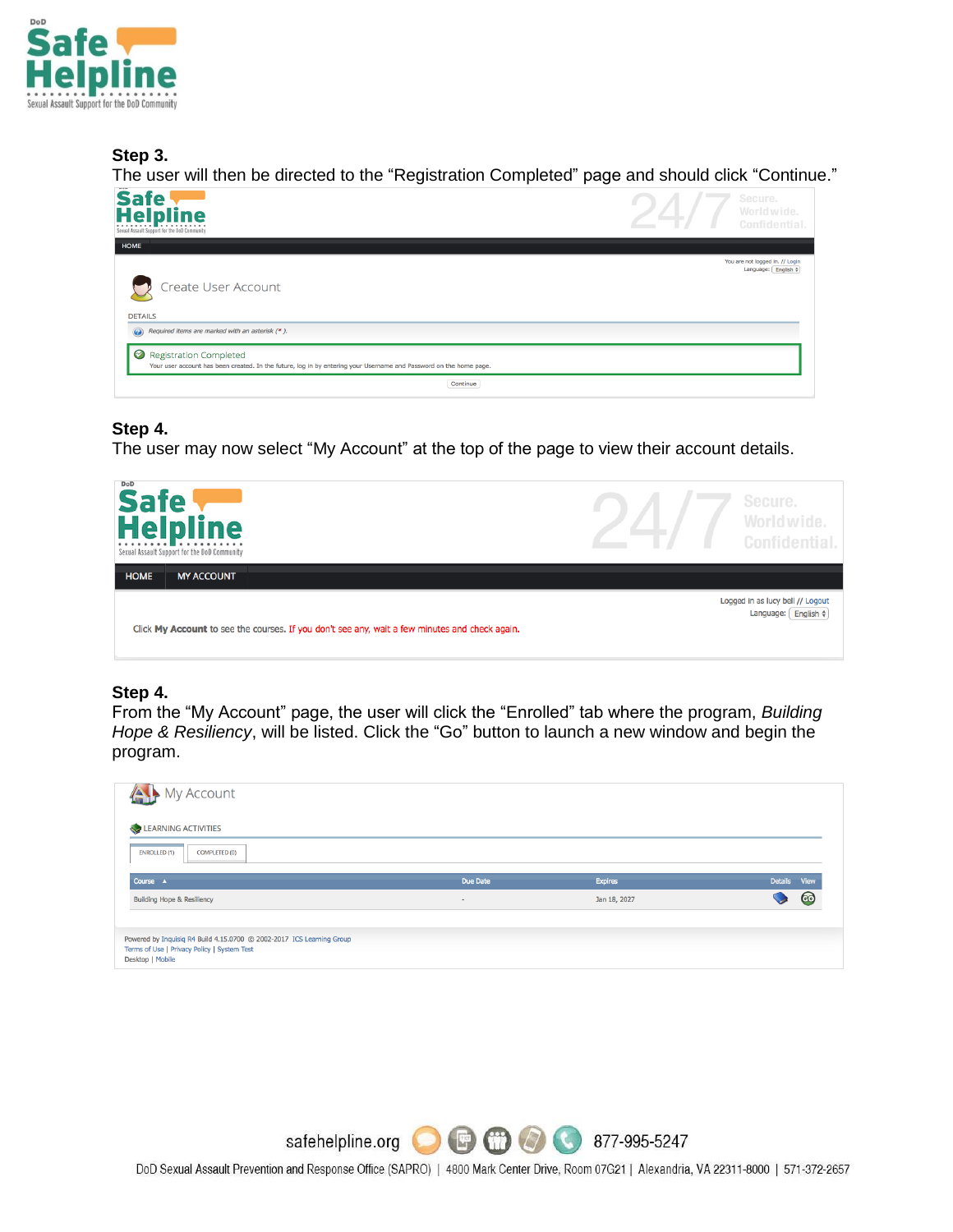**Step 3.**

The user will then be directed to the "Registration Completed" page and should click "Continue."

**Step 4.**

The user may now select "My Account" at the top of the page to view their account details.

**Step 4.**

From the "My Account" page, the user will click the "Enrolled" tab where the program, *Building Hope & Resiliency*, will be listed. Click the "Go" button to launch a new window and begin the program.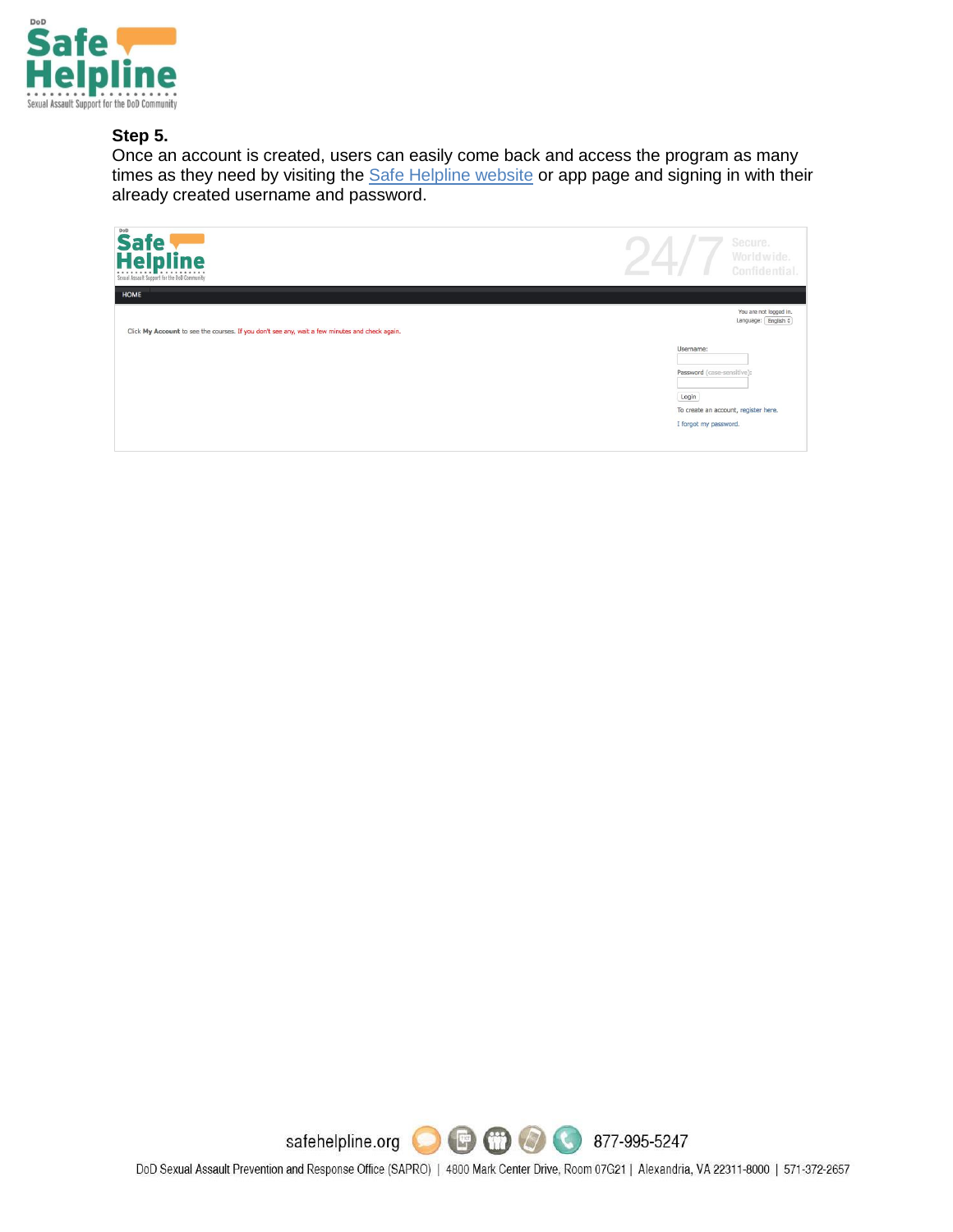**Step 5.**
Once an account is created, users can easily come back and access the program as many times as they need by visiting the Safe Helpline website or app page and signing in with their already created username and password.

HOME

You are not logged in.
Language: English

Click **My Account** to see the courses. If you don't see any, wait a few minutes and check again.

Username:

Password (case-sensitive):

Login

To create an account, register here.

I forgot my password.